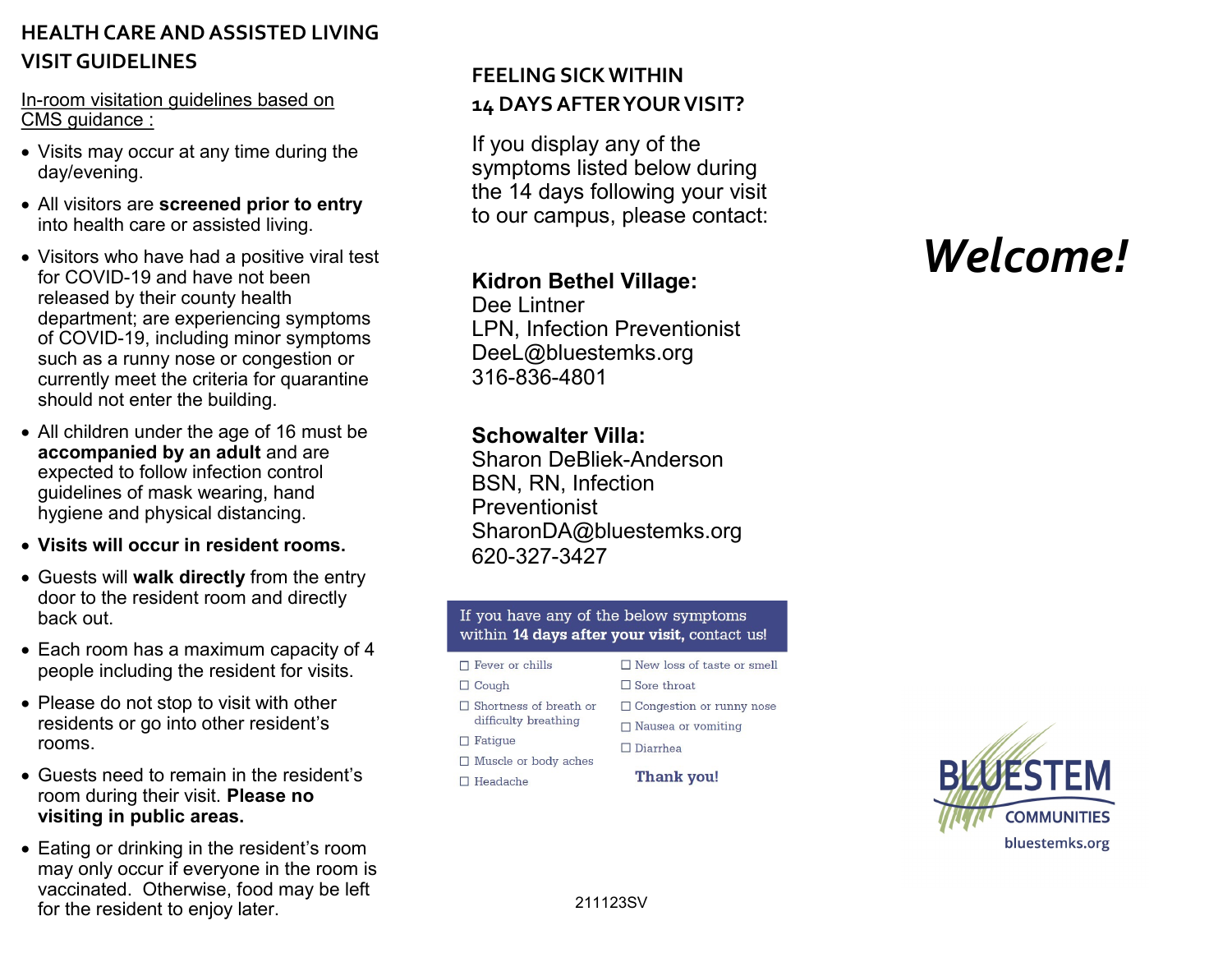## HEALTH CARE AND ASSISTED LIVING VISIT GUIDELINES

In-room visitation guidelines based on CMS guidance :

- Visits may occur at any time during the day/evening.
- All visitors are **screened prior to entry** into health care or assisted living.
- Visitors who have had a positive viral test for COVID-19 and have not been released by their county health department; are experiencing symptoms of COVID-19, including minor symptoms such as a runny nose or congestion or currently meet the criteria for quarantine should not enter the building.
- All children under the age of 16 must be **accompanied by an adult** and are expected to follow infection control guidelines of mask wearing, hand hygiene and physical distancing.
- **Visits will occur in resident rooms.**
- Guests will **walk directly** from the entry door to the resident room and directly back out.
- Each room has a maximum capacity of 4 people including the resident for visits.
- Please do not stop to visit with other residents or go into other resident's rooms.
- Guests need to remain in the resident's room during their visit. **Please no visiting in public areas.**
- Eating or drinking in the resident's room may only occur if everyone in the room is vaccinated. Otherwise, food may be left for the resident to enjoy later.

## FEELING SICK WITHIN 14 DAYS AFTER YOUR VISIT?

If you display any of the symptoms listed below during the 14 days following your visit to our campus, please contact:

**Kidron Bethel Village:**
Dee Lintner
LPN, Infection Preventionist
DeeL@bluestemks.org
316-836-4801

**Schowalter Villa:**
Sharon DeBliek-Anderson
BSN, RN, Infection Preventionist
SharonDA@bluestemks.org
620-327-3427

If you have any of the below symptoms within **14 days after your visit,** contact us!

- ☐ Fever or chills
- ☐ Cough
- ☐ Shortness of breath or difficulty breathing
- ☐ Fatigue
- ☐ Muscle or body aches
- ☐ Headache
- ☐ New loss of taste or smell
- ☐ Sore throat
- ☐ Congestion or runny nose
- ☐ Nausea or vomiting
- ☐ Diarrhea

**Thank you!**

211123SV

# *Welcome!*

BLUESTEM COMMUNITIES
bluestemks.org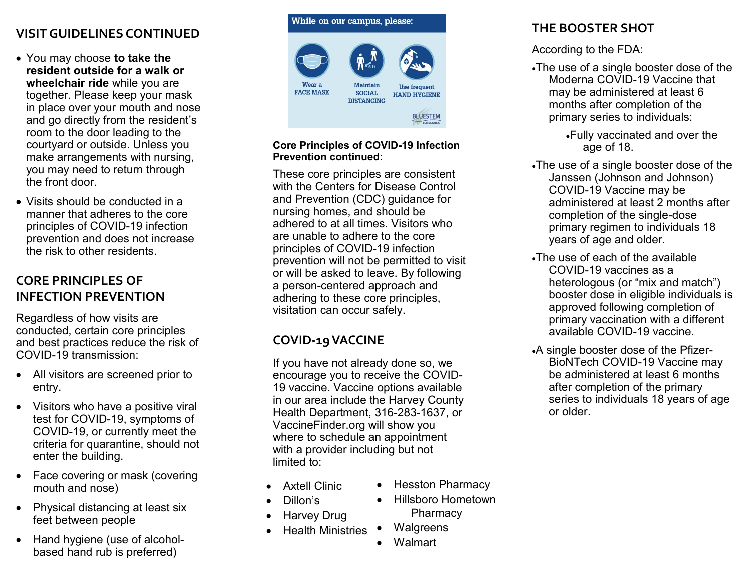## VISIT GUIDELINES CONTINUED

- You may choose **to take the resident outside for a walk or wheelchair ride** while you are together. Please keep your mask in place over your mouth and nose and go directly from the resident's room to the door leading to the courtyard or outside. Unless you make arrangements with nursing, you may need to return through the front door.
- Visits should be conducted in a manner that adheres to the core principles of COVID-19 infection prevention and does not increase the risk to other residents.

## CORE PRINCIPLES OF INFECTION PREVENTION

Regardless of how visits are conducted, certain core principles and best practices reduce the risk of COVID-19 transmission:

- All visitors are screened prior to entry.
- Visitors who have a positive viral test for COVID-19, symptoms of COVID-19, or currently meet the criteria for quarantine, should not enter the building.
- Face covering or mask (covering mouth and nose)
- Physical distancing at least six feet between people
- Hand hygiene (use of alcohol-based hand rub is preferred)

While on our campus, please:

Wear a FACE MASK

Maintain SOCIAL DISTANCING

Use frequent HAND HYGIENE

BLUESTEM COMMUNITIES

**Core Principles of COVID-19 Infection Prevention continued:**

These core principles are consistent with the Centers for Disease Control and Prevention (CDC) guidance for nursing homes, and should be adhered to at all times. Visitors who are unable to adhere to the core principles of COVID-19 infection prevention will not be permitted to visit or will be asked to leave. By following a person-centered approach and adhering to these core principles, visitation can occur safely.

## COVID-19 VACCINE

If you have not already done so, we encourage you to receive the COVID-19 vaccine. Vaccine options available in our area include the Harvey County Health Department, 316-283-1637, or VaccineFinder.org will show you where to schedule an appointment with a provider including but not limited to:

- Axtell Clinic
- Dillon's
- Harvey Drug
- Health Ministries
- Hesston Pharmacy
- Hillsboro Hometown Pharmacy
- Walgreens
- Walmart

## THE BOOSTER SHOT

According to the FDA:

- The use of a single booster dose of the Moderna COVID-19 Vaccine that may be administered at least 6 months after completion of the primary series to individuals:
    - Fully vaccinated and over the age of 18.
- The use of a single booster dose of the Janssen (Johnson and Johnson) COVID-19 Vaccine may be administered at least 2 months after completion of the single-dose primary regimen to individuals 18 years of age and older.
- The use of each of the available COVID-19 vaccines as a heterologous (or "mix and match") booster dose in eligible individuals is approved following completion of primary vaccination with a different available COVID-19 vaccine.
- A single booster dose of the Pfizer-BioNTech COVID-19 Vaccine may be administered at least 6 months after completion of the primary series to individuals 18 years of age or older.